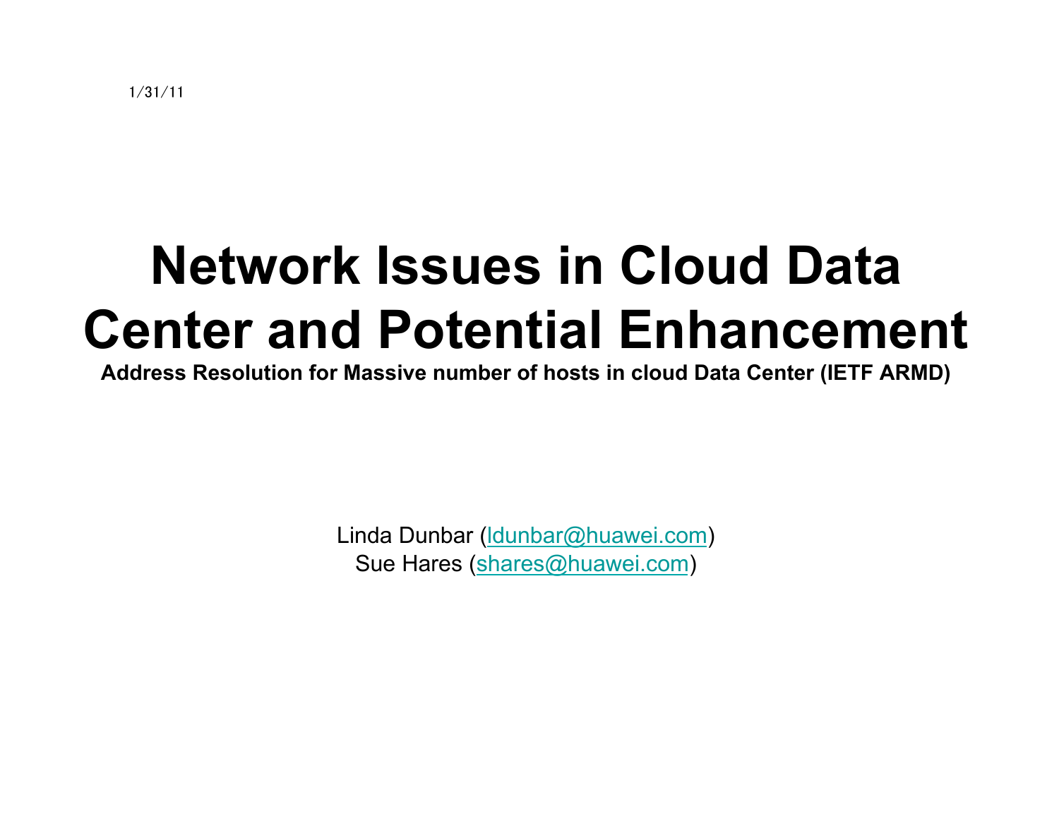1/31/11

# Network Issues in Cloud Data Center and Potential Enhancement

**Address Resolution for Massive number of hosts in cloud Data Center (IETF ARMD)**

Linda Dunbar (ldunbar@huawei.com)
Sue Hares (shares@huawei.com)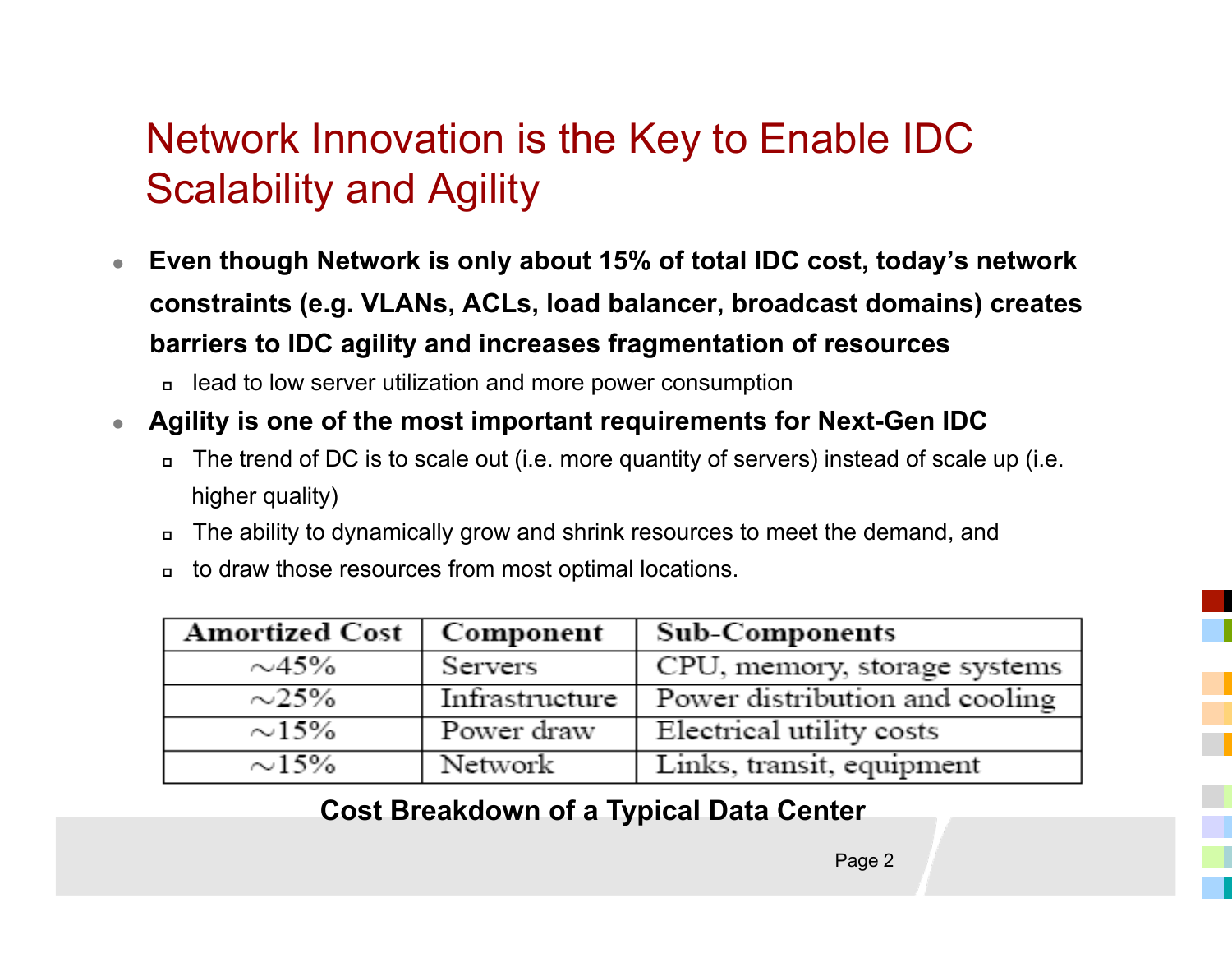# Network Innovation is the Key to Enable IDC Scalability and Agility

- **Even though Network is only about 15% of total IDC cost, today's network constraints (e.g. VLANs, ACLs, load balancer, broadcast domains) creates barriers to IDC agility and increases fragmentation of resources**
  - lead to low server utilization and more power consumption
- **Agility is one of the most important requirements for Next-Gen IDC**
  - The trend of DC is to scale out (i.e. more quantity of servers) instead of scale up (i.e. higher quality)
  - The ability to dynamically grow and shrink resources to meet the demand, and
  - to draw those resources from most optimal locations.

| Amortized Cost | Component | Sub-Components |
|---|---|---|
| ~45% | Servers | CPU, memory, storage systems |
| ~25% | Infrastructure | Power distribution and cooling |
| ~15% | Power draw | Electrical utility costs |
| ~15% | Network | Links, transit, equipment |

**Cost Breakdown of a Typical Data Center**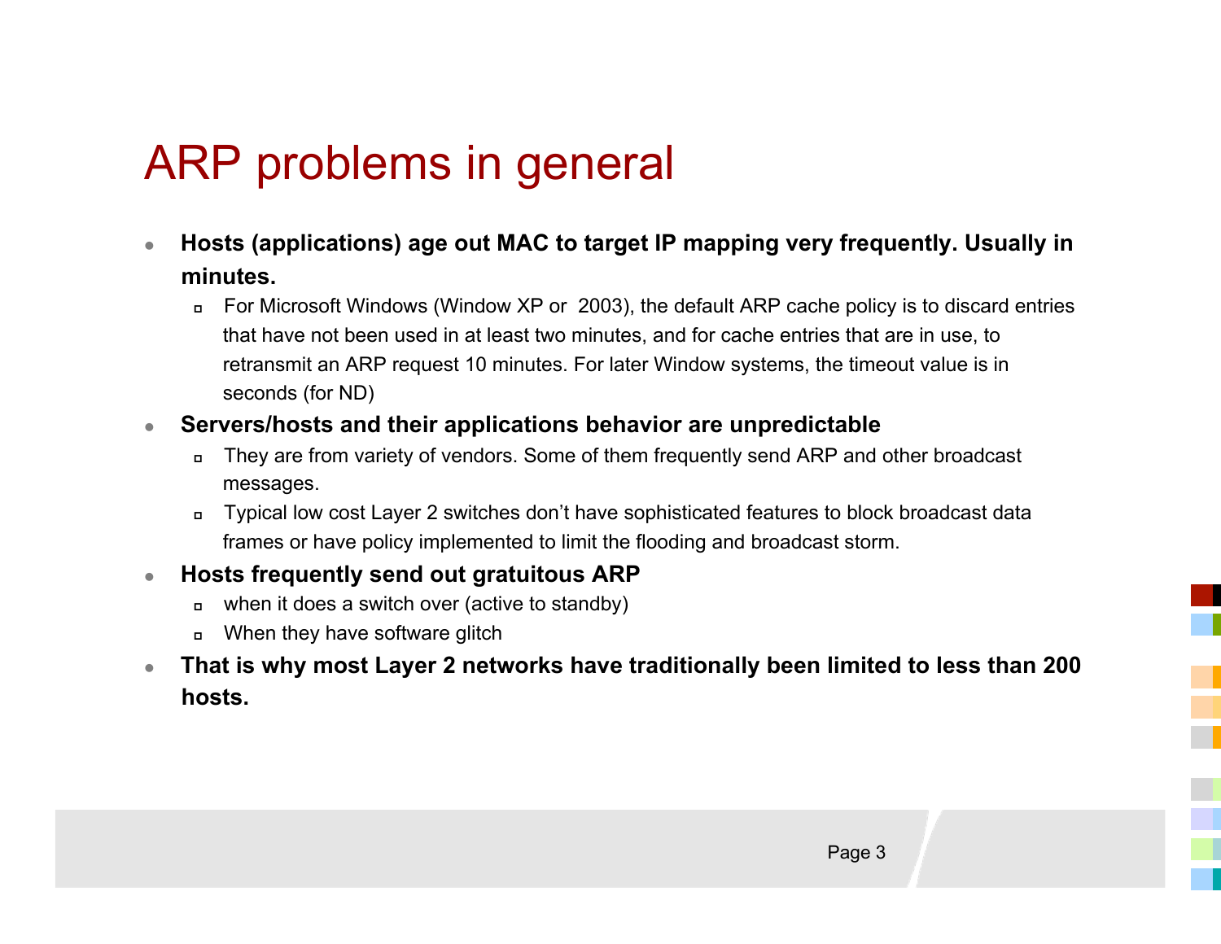# ARP problems in general

- **Hosts (applications) age out MAC to target IP mapping very frequently. Usually in minutes.**
  - For Microsoft Windows (Window XP or 2003), the default ARP cache policy is to discard entries that have not been used in at least two minutes, and for cache entries that are in use, to retransmit an ARP request 10 minutes. For later Window systems, the timeout value is in seconds (for ND)
- **Servers/hosts and their applications behavior are unpredictable**
  - They are from variety of vendors. Some of them frequently send ARP and other broadcast messages.
  - Typical low cost Layer 2 switches don't have sophisticated features to block broadcast data frames or have policy implemented to limit the flooding and broadcast storm.
- **Hosts frequently send out gratuitous ARP**
  - when it does a switch over (active to standby)
  - When they have software glitch
- **That is why most Layer 2 networks have traditionally been limited to less than 200 hosts.**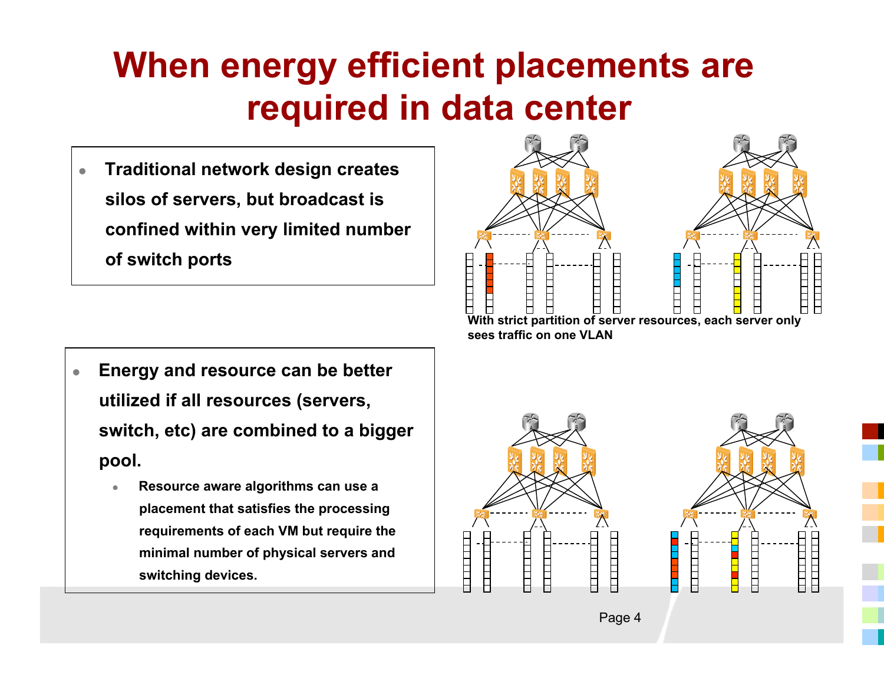# When energy efficient placements are required in data center

- **Traditional network design creates silos of servers, but broadcast is confined within very limited number of switch ports**

**With strict partition of server resources, each server only sees traffic on one VLAN**

- **Energy and resource can be better utilized if all resources (servers, switch, etc) are combined to a bigger pool.**
  - **Resource aware algorithms can use a placement that satisfies the processing requirements of each VM but require the minimal number of physical servers and switching devices.**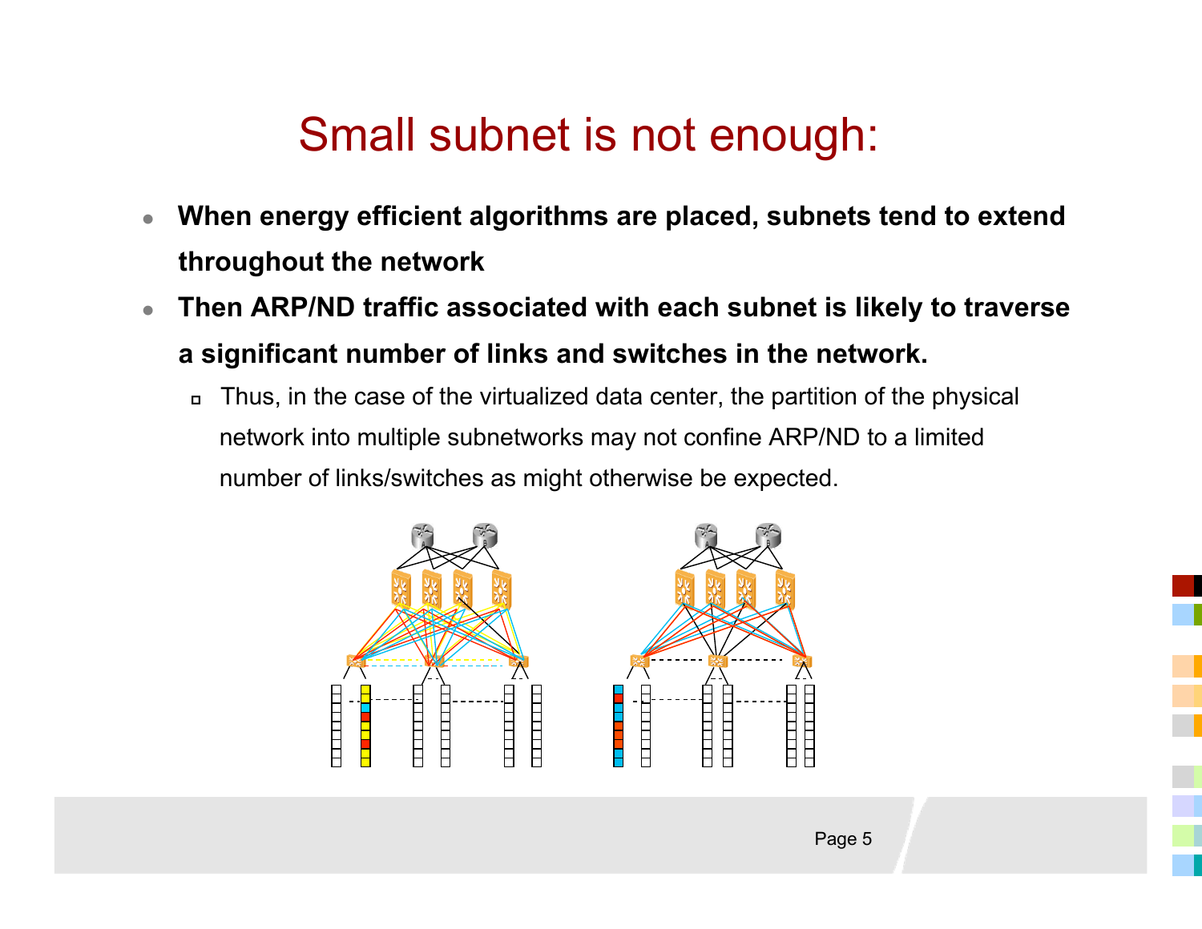# Small subnet is not enough:

- **When energy efficient algorithms are placed, subnets tend to extend throughout the network**
- **Then ARP/ND traffic associated with each subnet is likely to traverse a significant number of links and switches in the network.**
  - Thus, in the case of the virtualized data center, the partition of the physical network into multiple subnetworks may not confine ARP/ND to a limited number of links/switches as might otherwise be expected.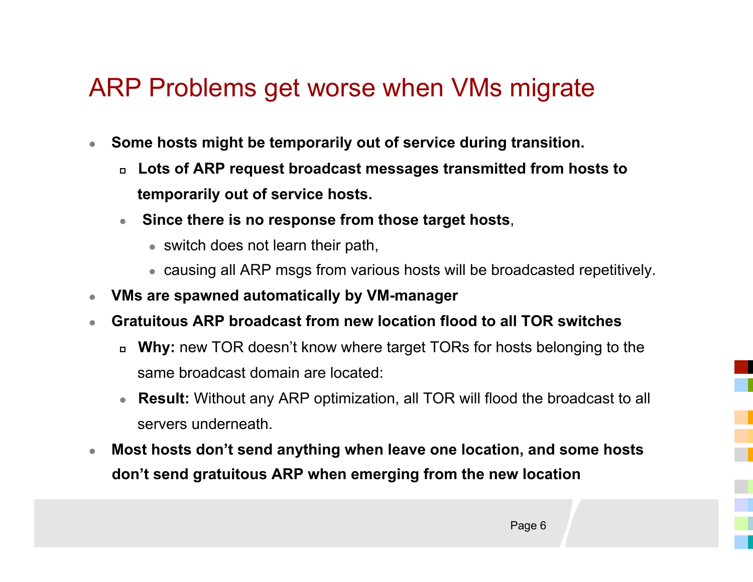# ARP Problems get worse when VMs migrate

- **Some hosts might be temporarily out of service during transition.**
  - **Lots of ARP request broadcast messages transmitted from hosts to temporarily out of service hosts.**
  - **Since there is no response from those target hosts**,
    - switch does not learn their path,
    - causing all ARP msgs from various hosts will be broadcasted repetitively.
- **VMs are spawned automatically by VM-manager**
- **Gratuitous ARP broadcast from new location flood to all TOR switches**
  - **Why:** new TOR doesn't know where target TORs for hosts belonging to the same broadcast domain are located:
  - **Result:** Without any ARP optimization, all TOR will flood the broadcast to all servers underneath.
- **Most hosts don't send anything when leave one location, and some hosts don't send gratuitous ARP when emerging from the new location**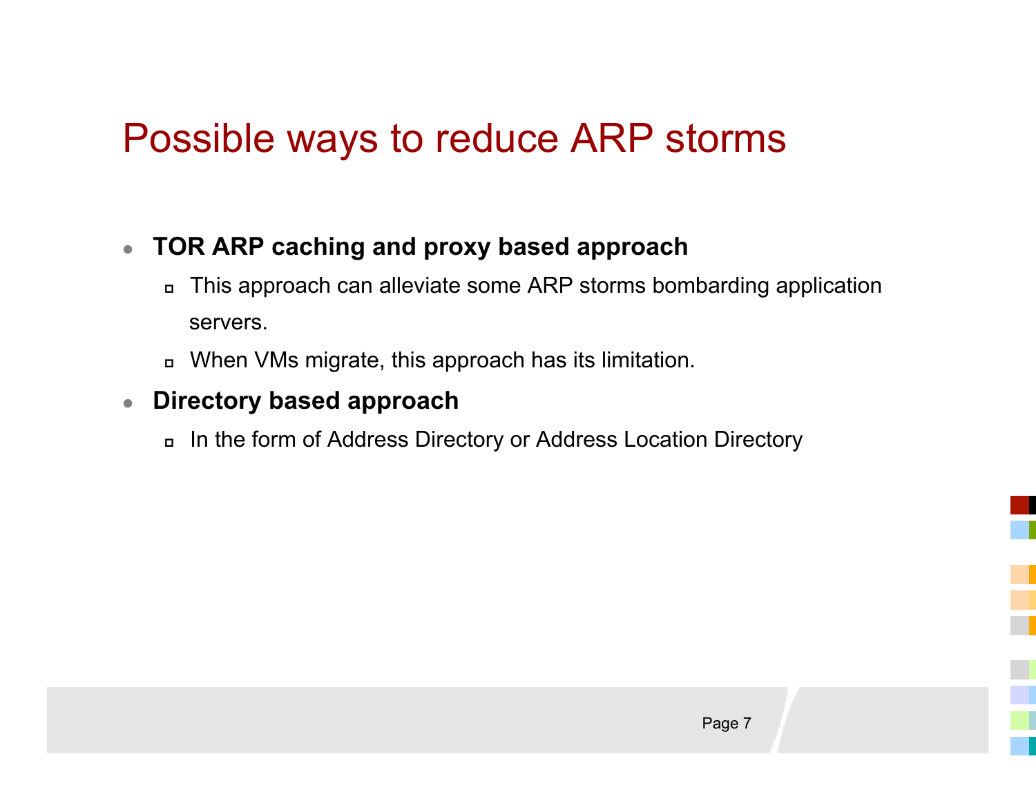# Possible ways to reduce ARP storms

- **TOR ARP caching and proxy based approach**
  - This approach can alleviate some ARP storms bombarding application servers.
  - When VMs migrate, this approach has its limitation.
- **Directory based approach**
  - In the form of Address Directory or Address Location Directory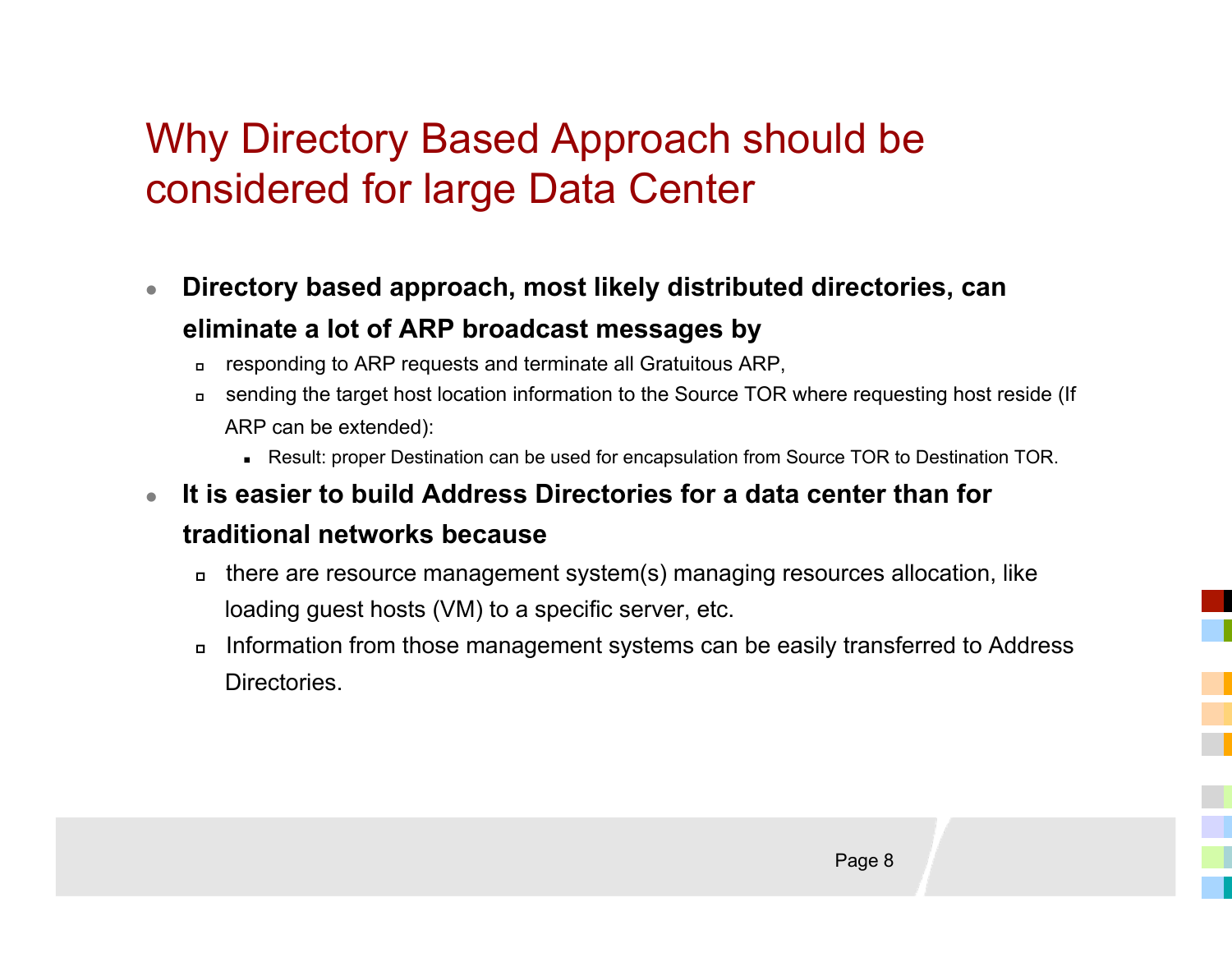# Why Directory Based Approach should be considered for large Data Center

- **Directory based approach, most likely distributed directories, can eliminate a lot of ARP broadcast messages by**
  - responding to ARP requests and terminate all Gratuitous ARP,
  - sending the target host location information to the Source TOR where requesting host reside (If ARP can be extended):
    - Result: proper Destination can be used for encapsulation from Source TOR to Destination TOR.
- **It is easier to build Address Directories for a data center than for traditional networks because**
  - there are resource management system(s) managing resources allocation, like loading guest hosts (VM) to a specific server, etc.
  - Information from those management systems can be easily transferred to Address Directories.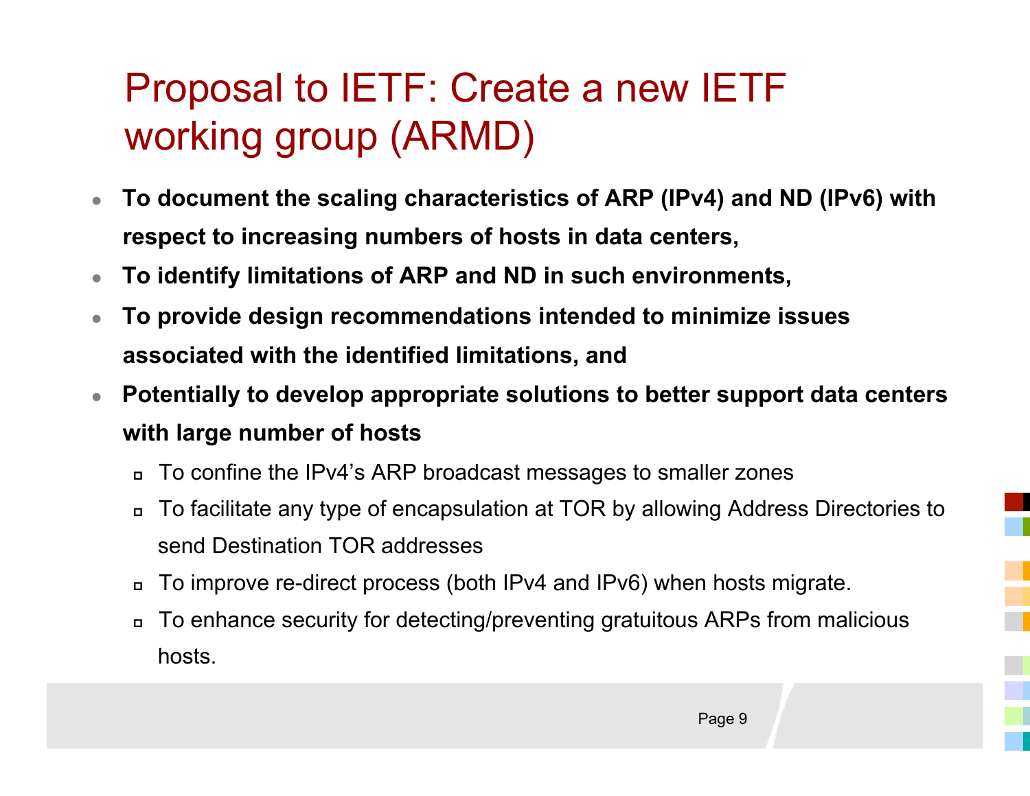# Proposal to IETF: Create a new IETF working group (ARMD)

- **To document the scaling characteristics of ARP (IPv4) and ND (IPv6) with respect to increasing numbers of hosts in data centers,**
- **To identify limitations of ARP and ND in such environments,**
- **To provide design recommendations intended to minimize issues associated with the identified limitations, and**
- **Potentially to develop appropriate solutions to better support data centers with large number of hosts**
  - To confine the IPv4's ARP broadcast messages to smaller zones
  - To facilitate any type of encapsulation at TOR by allowing Address Directories to send Destination TOR addresses
  - To improve re-direct process (both IPv4 and IPv6) when hosts migrate.
  - To enhance security for detecting/preventing gratuitous ARPs from malicious hosts.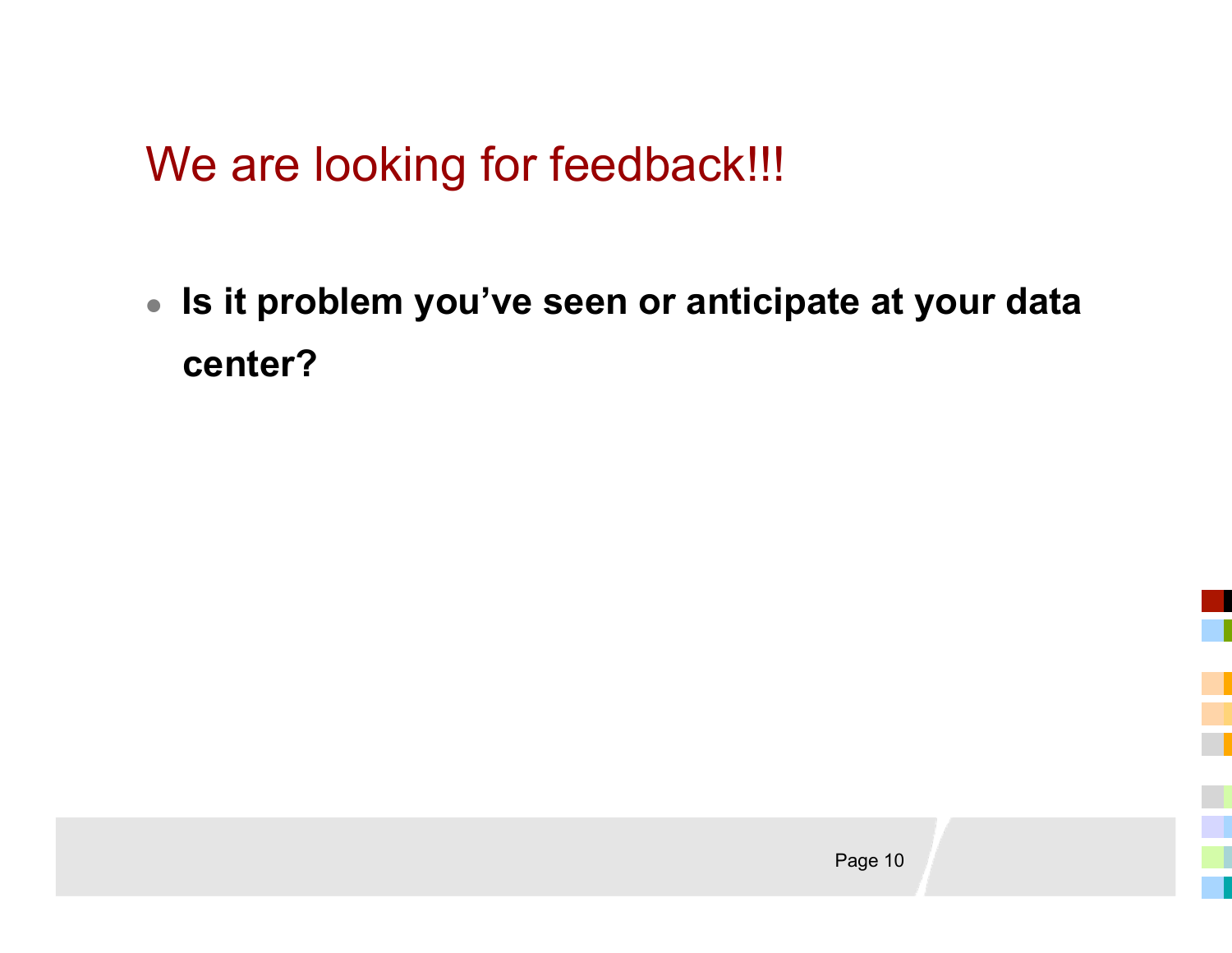# We are looking for feedback!!!

- **Is it problem you've seen or anticipate at your data center?**